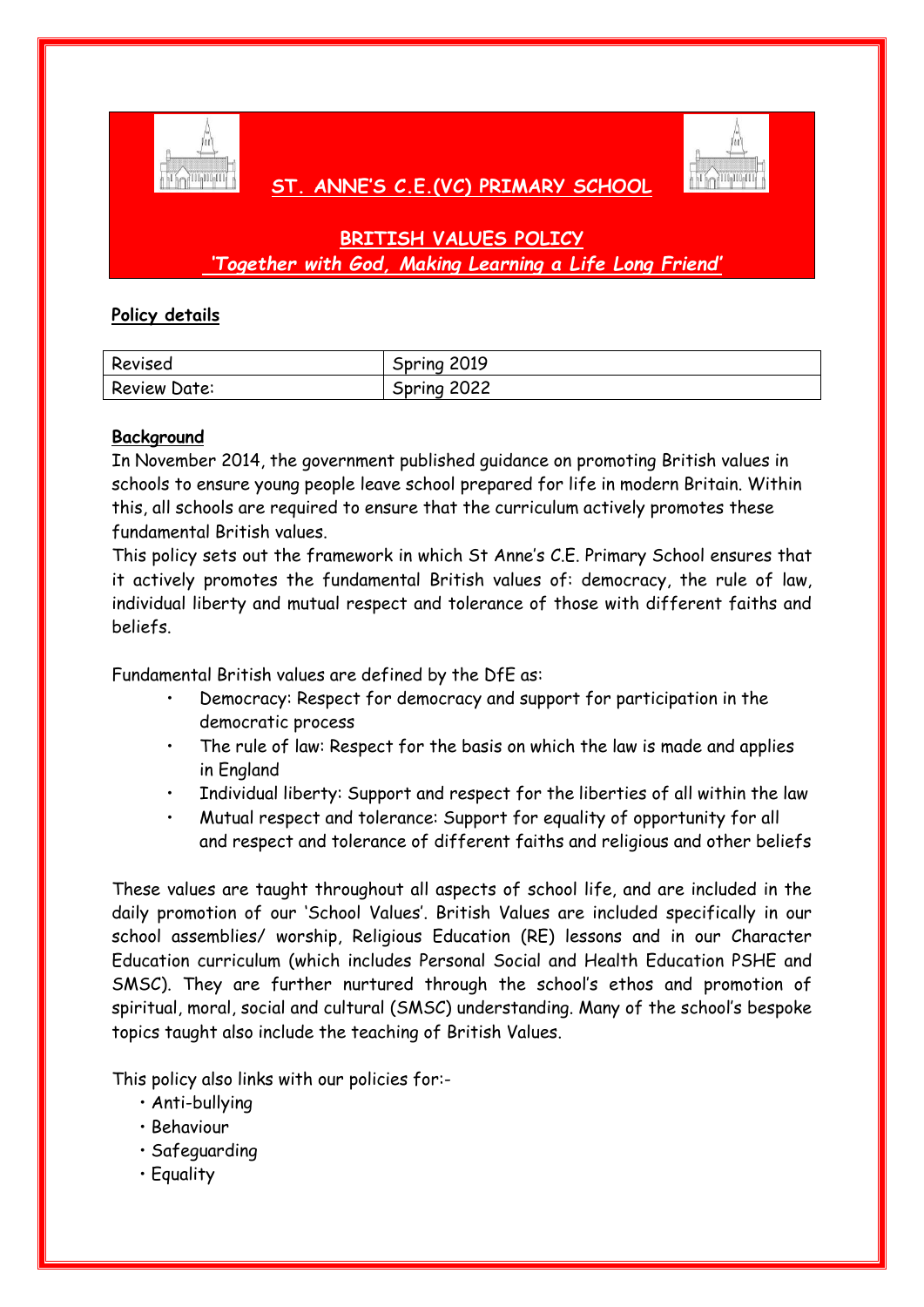# ST. ANNE'S C.E.(VC) PRIMARY SCHOOL

## BRITISH VALUES POLICY

*'Together with God, Making Learning a Life Long Friend'*

**Policy details**

| Revised | Spring 2019 |
|---|---|
| Review Date: | Spring 2022 |

**Background**

In November 2014, the government published guidance on promoting British values in schools to ensure young people leave school prepared for life in modern Britain. Within this, all schools are required to ensure that the curriculum actively promotes these fundamental British values.

This policy sets out the framework in which St Anne's C.E. Primary School ensures that it actively promotes the fundamental British values of: democracy, the rule of law, individual liberty and mutual respect and tolerance of those with different faiths and beliefs.

Fundamental British values are defined by the DfE as:

- Democracy: Respect for democracy and support for participation in the democratic process
- The rule of law: Respect for the basis on which the law is made and applies in England
- Individual liberty: Support and respect for the liberties of all within the law
- Mutual respect and tolerance: Support for equality of opportunity for all and respect and tolerance of different faiths and religious and other beliefs

These values are taught throughout all aspects of school life, and are included in the daily promotion of our 'School Values'. British Values are included specifically in our school assemblies/ worship, Religious Education (RE) lessons and in our Character Education curriculum (which includes Personal Social and Health Education PSHE and SMSC). They are further nurtured through the school's ethos and promotion of spiritual, moral, social and cultural (SMSC) understanding. Many of the school's bespoke topics taught also include the teaching of British Values.

This policy also links with our policies for:-

- Anti-bullying
- Behaviour
- Safeguarding
- Equality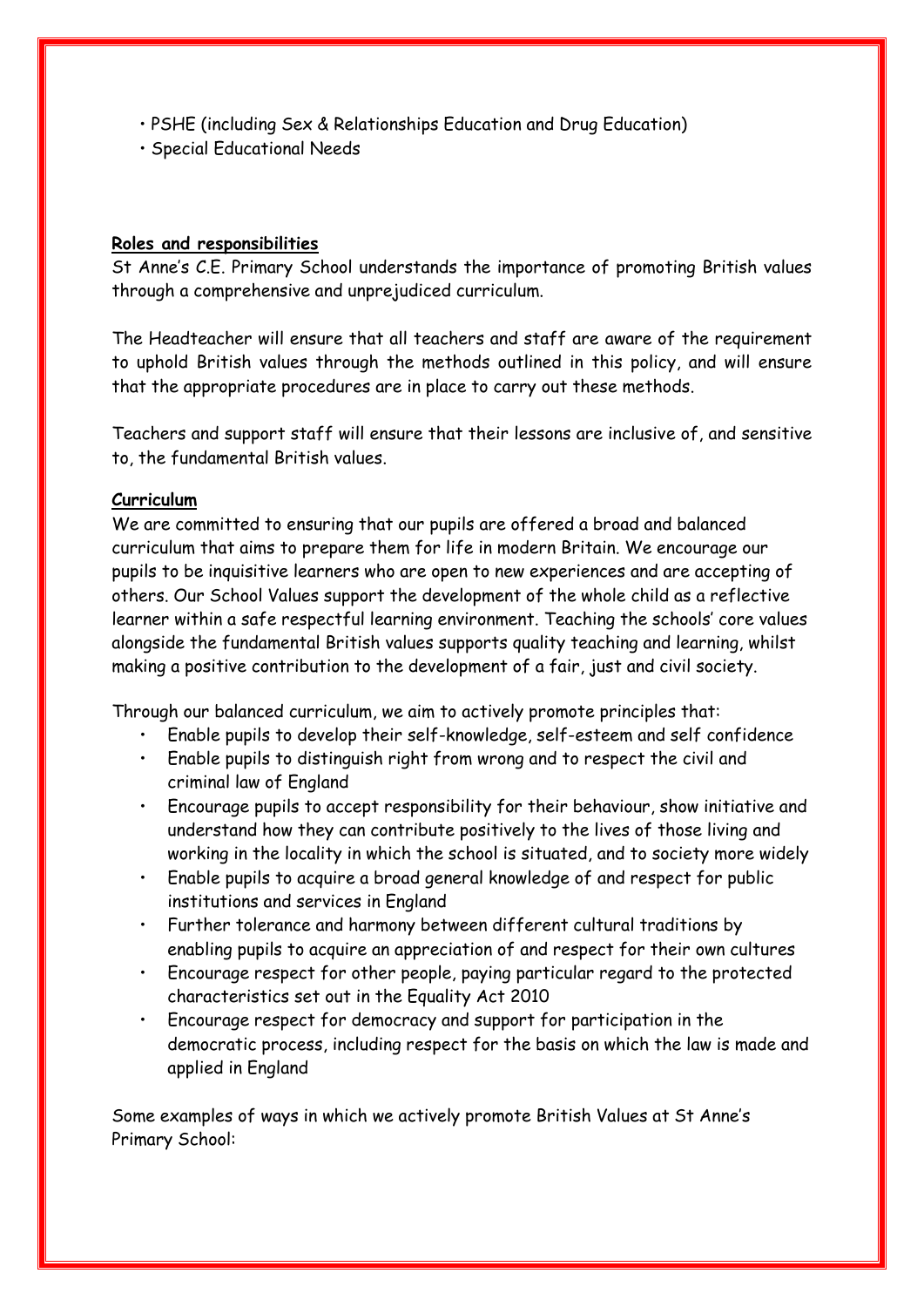- PSHE (including Sex & Relationships Education and Drug Education)
- Special Educational Needs

**Roles and responsibilities**

St Anne's C.E. Primary School understands the importance of promoting British values through a comprehensive and unprejudiced curriculum.

The Headteacher will ensure that all teachers and staff are aware of the requirement to uphold British values through the methods outlined in this policy, and will ensure that the appropriate procedures are in place to carry out these methods.

Teachers and support staff will ensure that their lessons are inclusive of, and sensitive to, the fundamental British values.

**Curriculum**

We are committed to ensuring that our pupils are offered a broad and balanced curriculum that aims to prepare them for life in modern Britain. We encourage our pupils to be inquisitive learners who are open to new experiences and are accepting of others. Our School Values support the development of the whole child as a reflective learner within a safe respectful learning environment. Teaching the schools' core values alongside the fundamental British values supports quality teaching and learning, whilst making a positive contribution to the development of a fair, just and civil society.

Through our balanced curriculum, we aim to actively promote principles that:

- Enable pupils to develop their self-knowledge, self-esteem and self confidence
- Enable pupils to distinguish right from wrong and to respect the civil and criminal law of England
- Encourage pupils to accept responsibility for their behaviour, show initiative and understand how they can contribute positively to the lives of those living and working in the locality in which the school is situated, and to society more widely
- Enable pupils to acquire a broad general knowledge of and respect for public institutions and services in England
- Further tolerance and harmony between different cultural traditions by enabling pupils to acquire an appreciation of and respect for their own cultures
- Encourage respect for other people, paying particular regard to the protected characteristics set out in the Equality Act 2010
- Encourage respect for democracy and support for participation in the democratic process, including respect for the basis on which the law is made and applied in England

Some examples of ways in which we actively promote British Values at St Anne's Primary School: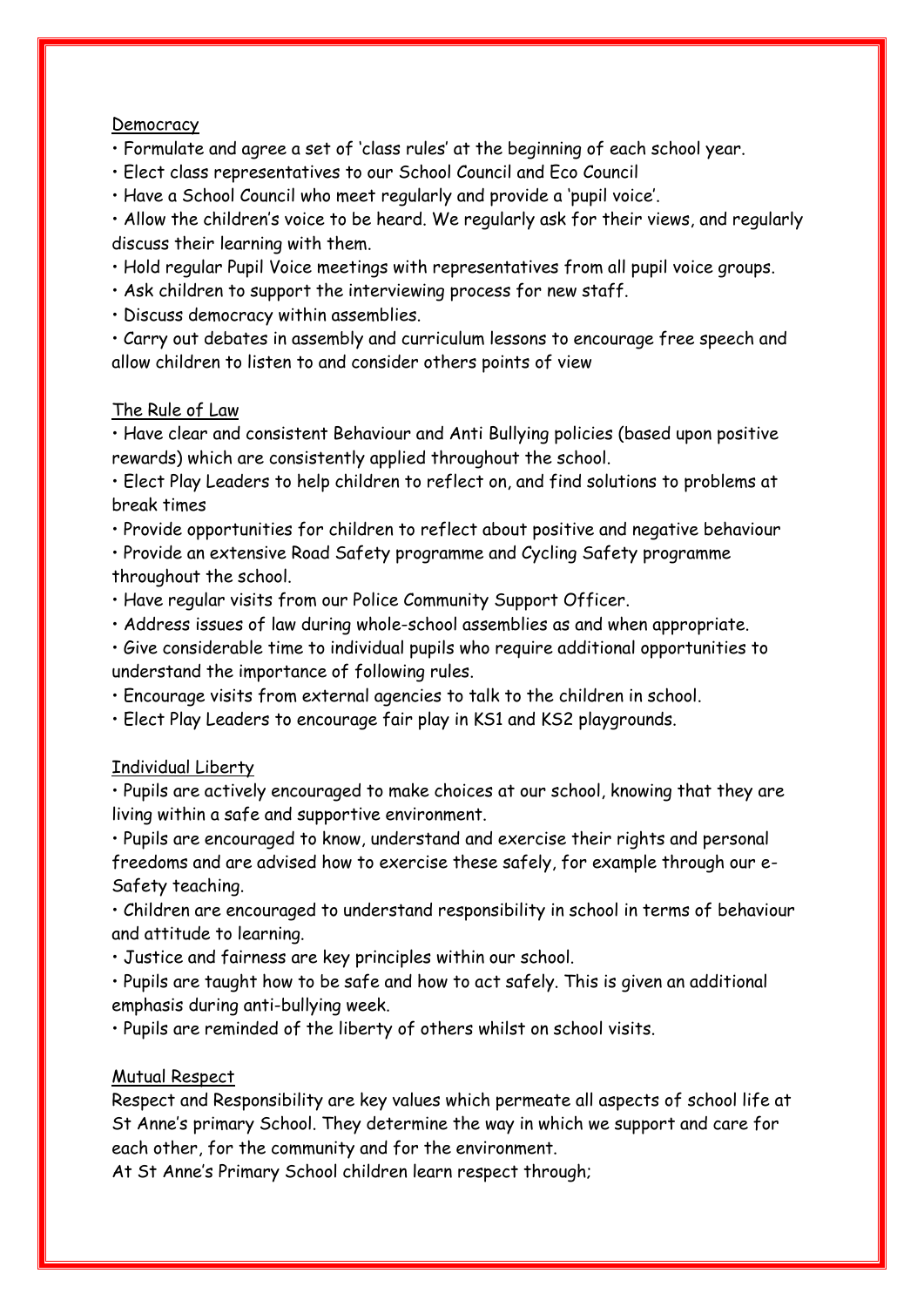Democracy

- Formulate and agree a set of 'class rules' at the beginning of each school year.
- Elect class representatives to our School Council and Eco Council
- Have a School Council who meet regularly and provide a 'pupil voice'.
- Allow the children's voice to be heard. We regularly ask for their views, and regularly discuss their learning with them.
- Hold regular Pupil Voice meetings with representatives from all pupil voice groups.
- Ask children to support the interviewing process for new staff.
- Discuss democracy within assemblies.
- Carry out debates in assembly and curriculum lessons to encourage free speech and allow children to listen to and consider others points of view

The Rule of Law

- Have clear and consistent Behaviour and Anti Bullying policies (based upon positive rewards) which are consistently applied throughout the school.
- Elect Play Leaders to help children to reflect on, and find solutions to problems at break times
- Provide opportunities for children to reflect about positive and negative behaviour
- Provide an extensive Road Safety programme and Cycling Safety programme throughout the school.
- Have regular visits from our Police Community Support Officer.
- Address issues of law during whole-school assemblies as and when appropriate.
- Give considerable time to individual pupils who require additional opportunities to understand the importance of following rules.
- Encourage visits from external agencies to talk to the children in school.
- Elect Play Leaders to encourage fair play in KS1 and KS2 playgrounds.

Individual Liberty

- Pupils are actively encouraged to make choices at our school, knowing that they are living within a safe and supportive environment.
- Pupils are encouraged to know, understand and exercise their rights and personal freedoms and are advised how to exercise these safely, for example through our e-Safety teaching.
- Children are encouraged to understand responsibility in school in terms of behaviour and attitude to learning.
- Justice and fairness are key principles within our school.
- Pupils are taught how to be safe and how to act safely. This is given an additional emphasis during anti-bullying week.
- Pupils are reminded of the liberty of others whilst on school visits.

Mutual Respect

Respect and Responsibility are key values which permeate all aspects of school life at St Anne's primary School. They determine the way in which we support and care for each other, for the community and for the environment.
At St Anne's Primary School children learn respect through;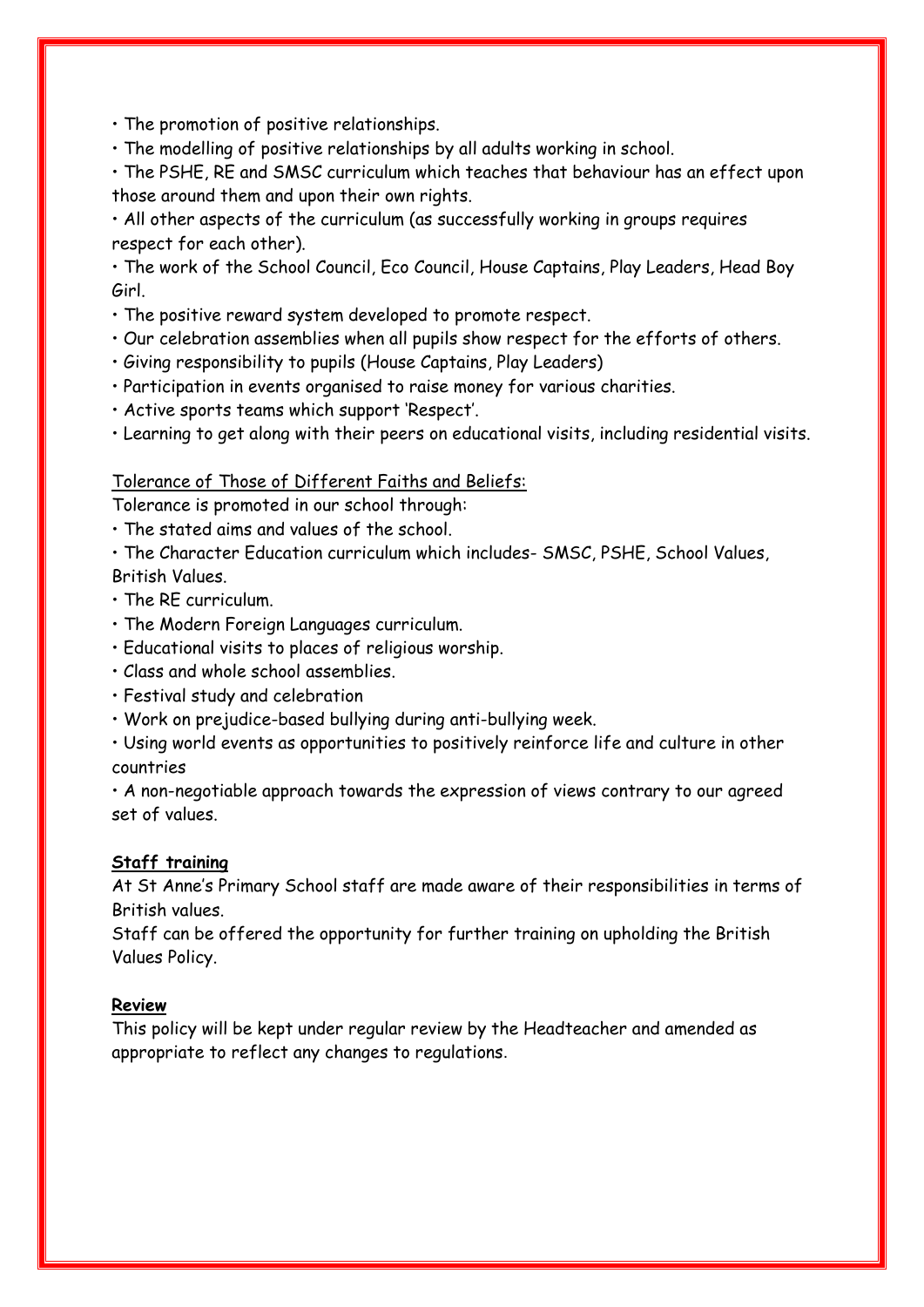• The promotion of positive relationships.
• The modelling of positive relationships by all adults working in school.
• The PSHE, RE and SMSC curriculum which teaches that behaviour has an effect upon those around them and upon their own rights.
• All other aspects of the curriculum (as successfully working in groups requires respect for each other).
• The work of the School Council, Eco Council, House Captains, Play Leaders, Head Boy Girl.
• The positive reward system developed to promote respect.
• Our celebration assemblies when all pupils show respect for the efforts of others.
• Giving responsibility to pupils (House Captains, Play Leaders)
• Participation in events organised to raise money for various charities.
• Active sports teams which support 'Respect'.
• Learning to get along with their peers on educational visits, including residential visits.

Tolerance of Those of Different Faiths and Beliefs:

Tolerance is promoted in our school through:
• The stated aims and values of the school.
• The Character Education curriculum which includes- SMSC, PSHE, School Values, British Values.
• The RE curriculum.
• The Modern Foreign Languages curriculum.
• Educational visits to places of religious worship.
• Class and whole school assemblies.
• Festival study and celebration
• Work on prejudice-based bullying during anti-bullying week.
• Using world events as opportunities to positively reinforce life and culture in other countries
• A non-negotiable approach towards the expression of views contrary to our agreed set of values.

**Staff training**

At St Anne's Primary School staff are made aware of their responsibilities in terms of British values.
Staff can be offered the opportunity for further training on upholding the British Values Policy.

**Review**

This policy will be kept under regular review by the Headteacher and amended as appropriate to reflect any changes to regulations.